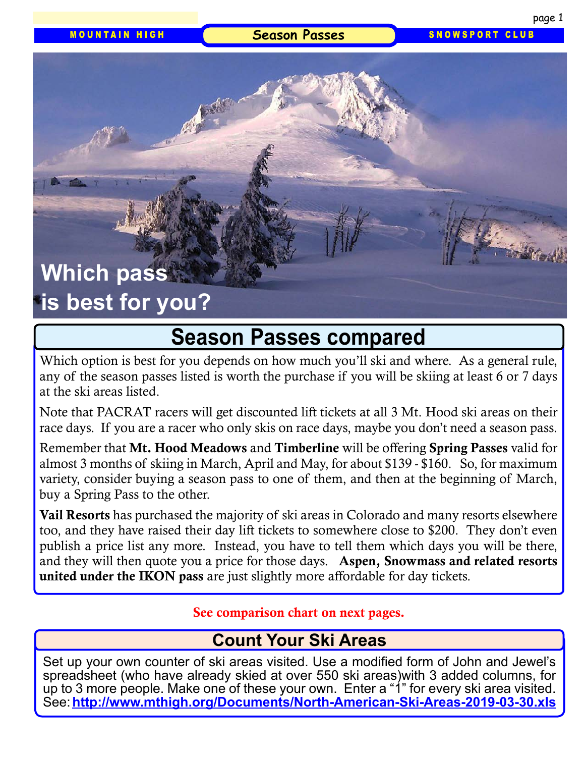MOUNTAIN HIGH **Season Passes** SNOWSPORT CLUB

# Which pass is best for you?

## Season Passes compared

Which option is best for you depends on how much you'll ski and where. As a general rule, any of the season passes listed is worth the purchase if you will be skiing at least 6 or 7 days at the ski areas listed.

Note that PACRAT racers will get discounted lift tickets at all 3 Mt. Hood ski areas on their race days. If you are a racer who only skis on race days, maybe you don't need a season pass.

Remember that **Mt. Hood Meadows** and **Timberline** will be offering **Spring Passes** valid for almost 3 months of skiing in March, April and May, for about $139 - $160. So, for maximum variety, consider buying a season pass to one of them, and then at the beginning of March, buy a Spring Pass to the other.

**Vail Resorts** has purchased the majority of ski areas in Colorado and many resorts elsewhere too, and they have raised their day lift tickets to somewhere close to $200. They don't even publish a price list any more. Instead, you have to tell them which days you will be there, and they will then quote you a price for those days. **Aspen, Snowmass and related resorts united under the IKON pass** are just slightly more affordable for day tickets.

**See comparison chart on next pages.**

## Count Your Ski Areas

Set up your own counter of ski areas visited. Use a modified form of John and Jewel's spreadsheet (who have already skied at over 550 ski areas)with 3 added columns, for up to 3 more people. Make one of these your own. Enter a "1" for every ski area visited. See: **http://www.mthigh.org/Documents/North-American-Ski-Areas-2019-03-30.xls**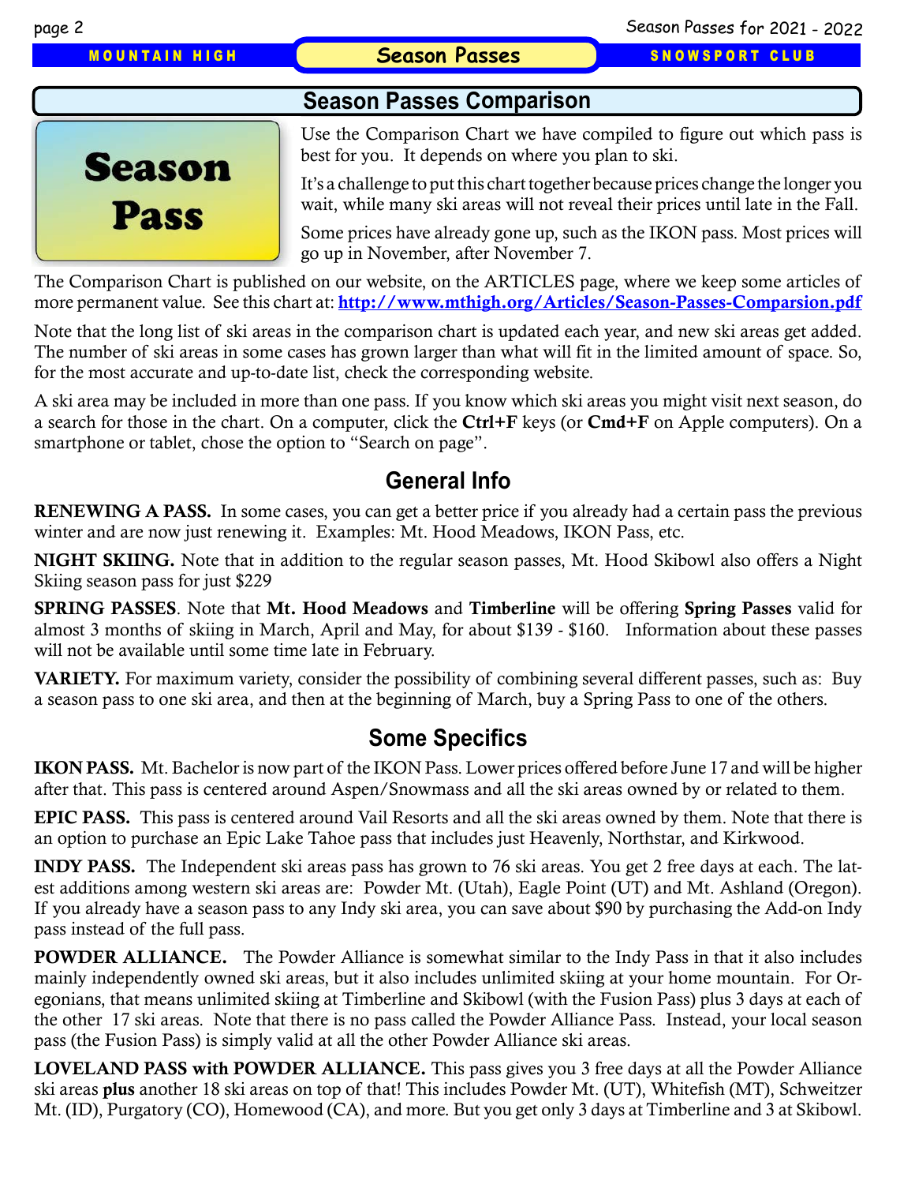## Season Passes Comparison

Season Pass

Use the Comparison Chart we have compiled to figure out which pass is best for you. It depends on where you plan to ski.

It's a challenge to put this chart together because prices change the longer you wait, while many ski areas will not reveal their prices until late in the Fall.

Some prices have already gone up, such as the IKON pass. Most prices will go up in November, after November 7.

The Comparison Chart is published on our website, on the ARTICLES page, where we keep some articles of more permanent value. See this chart at: **http://www.mthigh.org/Articles/Season-Passes-Comparsion.pdf**

Note that the long list of ski areas in the comparison chart is updated each year, and new ski areas get added. The number of ski areas in some cases has grown larger than what will fit in the limited amount of space. So, for the most accurate and up-to-date list, check the corresponding website.

A ski area may be included in more than one pass. If you know which ski areas you might visit next season, do a search for those in the chart. On a computer, click the **Ctrl+F** keys (or **Cmd+F** on Apple computers). On a smartphone or tablet, chose the option to "Search on page".

## General Info

**RENEWING A PASS.** In some cases, you can get a better price if you already had a certain pass the previous winter and are now just renewing it. Examples: Mt. Hood Meadows, IKON Pass, etc.

**NIGHT SKIING.** Note that in addition to the regular season passes, Mt. Hood Skibowl also offers a Night Skiing season pass for just $229

**SPRING PASSES**. Note that **Mt. Hood Meadows** and **Timberline** will be offering **Spring Passes** valid for almost 3 months of skiing in March, April and May, for about $139 - $160. Information about these passes will not be available until some time late in February.

**VARIETY.** For maximum variety, consider the possibility of combining several different passes, such as: Buy a season pass to one ski area, and then at the beginning of March, buy a Spring Pass to one of the others.

## Some Specifics

**IKON PASS.** Mt. Bachelor is now part of the IKON Pass. Lower prices offered before June 17 and will be higher after that. This pass is centered around Aspen/Snowmass and all the ski areas owned by or related to them.

**EPIC PASS.** This pass is centered around Vail Resorts and all the ski areas owned by them. Note that there is an option to purchase an Epic Lake Tahoe pass that includes just Heavenly, Northstar, and Kirkwood.

**INDY PASS.** The Independent ski areas pass has grown to 76 ski areas. You get 2 free days at each. The latest additions among western ski areas are: Powder Mt. (Utah), Eagle Point (UT) and Mt. Ashland (Oregon). If you already have a season pass to any Indy ski area, you can save about $90 by purchasing the Add-on Indy pass instead of the full pass.

**POWDER ALLIANCE.** The Powder Alliance is somewhat similar to the Indy Pass in that it also includes mainly independently owned ski areas, but it also includes unlimited skiing at your home mountain. For Oregonians, that means unlimited skiing at Timberline and Skibowl (with the Fusion Pass) plus 3 days at each of the other 17 ski areas. Note that there is no pass called the Powder Alliance Pass. Instead, your local season pass (the Fusion Pass) is simply valid at all the other Powder Alliance ski areas.

**LOVELAND PASS with POWDER ALLIANCE.** This pass gives you 3 free days at all the Powder Alliance ski areas **plus** another 18 ski areas on top of that! This includes Powder Mt. (UT), Whitefish (MT), Schweitzer Mt. (ID), Purgatory (CO), Homewood (CA), and more. But you get only 3 days at Timberline and 3 at Skibowl.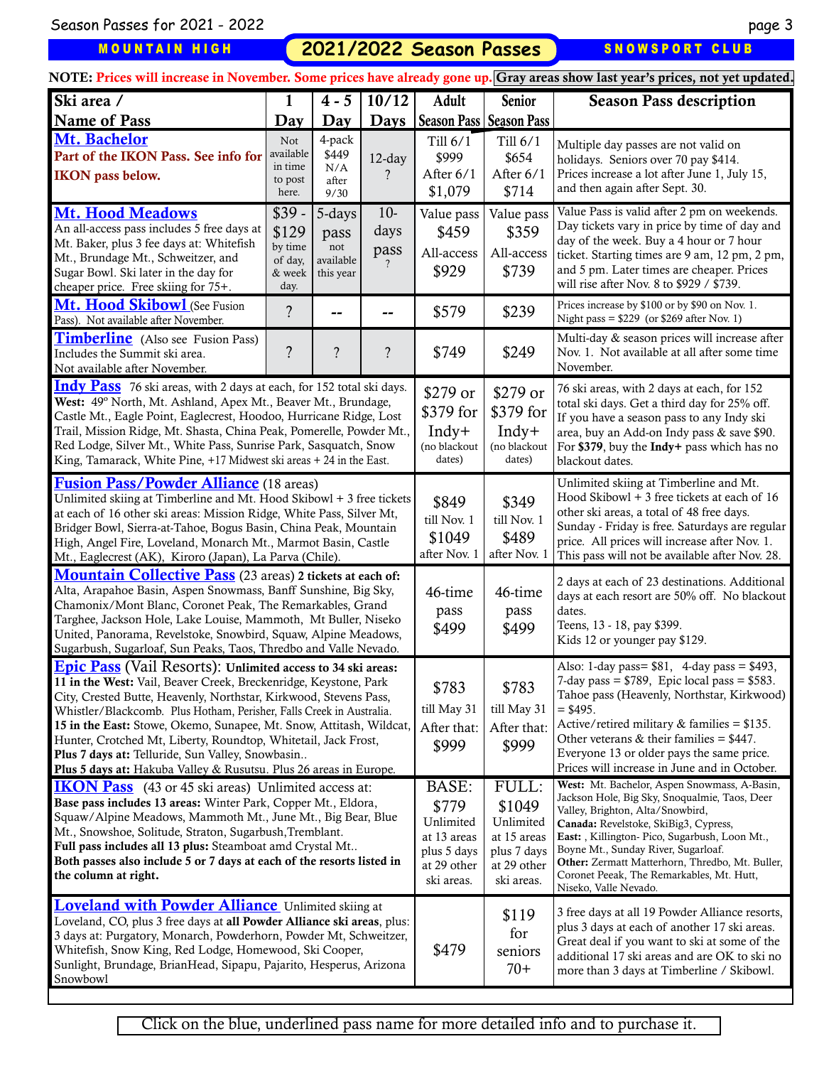MOUNTAIN HIGH **2021/2022 Season Passes** SNOWSPORT CLUB

**NOTE: Prices will increase in November. Some prices have already gone up.** Gray areas show last year's prices, not yet updated.

| Ski area / Name of Pass | 1 Day | 4 - 5 Day | 10/12 Days | Adult Season Pass | Senior Season Pass | Season Pass description |
|---|---|---|---|---|---|---|
| **Mt. Bachelor** Part of the IKON Pass. See info for IKON pass below. | Not available in time to post here. | 4-pack $449 N/A after 9/30 | 12-day ? | Till 6/1 $999 After 6/1 $1,079 | Till 6/1 $654 After 6/1 $714 | Multiple day passes are not valid on holidays. Seniors over 70 pay $414. Prices increase a lot after June 1, July 15, and then again after Sept. 30. |
| **Mt. Hood Meadows** An all-access pass includes 5 free days at Mt. Baker, plus 3 fee days at: Whitefish Mt., Brundage Mt., Schweitzer, and Sugar Bowl. Ski later in the day for cheaper price. Free skiing for 75+. | $39 - $129 by time of day, & week day. | 5-days pass not available this year | 10-days pass ? | Value pass $459 All-access $929 | Value pass $359 All-access $739 | Value Pass is valid after 2 pm on weekends. Day tickets vary in price by time of day and day of the week. Buy a 4 hour or 7 hour ticket. Starting times are 9 am, 12 pm, 2 pm, and 5 pm. Later times are cheaper. Prices will rise after Nov. 8 to $929 / $739. |
| **Mt. Hood Skibowl** (See Fusion Pass). Not available after November. | ? | -- | -- | $579 | $239 | Prices increase by $100 or by $90 on Nov. 1. Night pass = $229 (or $269 after Nov. 1) |
| **Timberline** (Also see Fusion Pass) Includes the Summit ski area. Not available after November. | ? | ? | ? | $749 | $249 | Multi-day & season prices will increase after Nov. 1. Not available at all after some time November. |
| **Indy Pass** 76 ski areas, with 2 days at each, for 152 total ski days. **West:** 49º North, Mt. Ashland, Apex Mt., Beaver Mt., Brundage, Castle Mt., Eagle Point, Eaglecrest, Hoodoo, Hurricane Ridge, Lost Trail, Mission Ridge, Mt. Shasta, China Peak, Pomerelle, Powder Mt., Red Lodge, Silver Mt., White Pass, Sunrise Park, Sasquatch, Snow King, Tamarack, White Pine, +17 Midwest ski areas + 24 in the East. | | | | $279 or $379 for Indy+ (no blackout dates) | $279 or $379 for Indy+ (no blackout dates) | 76 ski areas, with 2 days at each, for 152 total ski days. Get a third day for 25% off. If you have a season pass to any Indy ski area, buy an Add-on Indy pass & save $90. For **$379**, buy the **Indy+** pass which has no blackout dates. |
| **Fusion Pass/Powder Alliance** (18 areas) Unlimited skiing at Timberline and Mt. Hood Skibowl + 3 free tickets at each of 16 other ski areas: Mission Ridge, White Pass, Silver Mt, Bridger Bowl, Sierra-at-Tahoe, Bogus Basin, China Peak, Mountain High, Angel Fire, Loveland, Monarch Mt., Marmot Basin, Castle Mt., Eaglecrest (AK), Kiroro (Japan), La Parva (Chile). | | | | $849 till Nov. 1 $1049 after Nov. 1 | $349 till Nov. 1 $489 after Nov. 1 | Unlimited skiing at Timberline and Mt. Hood Skibowl + 3 free tickets at each of 16 other ski areas, a total of 48 free days. Sunday - Friday is free. Saturdays are regular price. All prices will increase after Nov. 1. This pass will not be available after Nov. 28. |
| **Mountain Collective Pass** (23 areas) **2 tickets at each of:** Alta, Arapahoe Basin, Aspen Snowmass, Banff Sunshine, Big Sky, Chamonix/Mont Blanc, Coronet Peak, The Remarkables, Grand Targhee, Jackson Hole, Lake Louise, Mammoth, Mt Buller, Niseko United, Panorama, Revelstoke, Snowbird, Squaw, Alpine Meadows, Sugarbush, Sugarloaf, Sun Peaks, Taos, Thredbo and Valle Nevado. | | | | 46-time pass $499 | 46-time pass $499 | 2 days at each of 23 destinations. Additional days at each resort are 50% off. No blackout dates. Teens, 13 - 18, pay $399. Kids 12 or younger pay $129. |
| **Epic Pass** (Vail Resorts): **Unlimited access to 34 ski areas: 11 in the West:** Vail, Beaver Creek, Breckenridge, Keystone, Park City, Crested Butte, Heavenly, Northstar, Kirkwood, Stevens Pass, Whistler/Blackcomb. Plus Hotham, Perisher, Falls Creek in Australia. **15 in the East:** Stowe, Okemo, Sunapee, Mt. Snow, Attitash, Wildcat, Hunter, Crotched Mt, Liberty, Roundtop, Whitetail, Jack Frost, **Plus 7 days at:** Telluride, Sun Valley, Snowbasin.. **Plus 5 days at:** Hakuba Valley & Rusutsu. Plus 26 areas in Europe. | | | | $783 till May 31 After that: $999 | $783 till May 31 After that: $999 | Also: 1-day pass= $81, 4-day pass = $493, 7-day pass = $789, Epic local pass = $583. Tahoe pass (Heavenly, Northstar, Kirkwood) = $495. Active/retired military & families = $135. Other veterans & their families = $447. Everyone 13 or older pays the same price. Prices will increase in June and in October. |
| **IKON Pass** (43 or 45 ski areas) Unlimited access at: **Base pass includes 13 areas:** Winter Park, Copper Mt., Eldora, Squaw/Alpine Meadows, Mammoth Mt., June Mt., Big Bear, Blue Mt., Snowshoe, Solitude, Straton, Sugarbush,Tremblant. **Full pass includes all 13 plus:** Steamboat amd Crystal Mt.. **Both passes also include 5 or 7 days at each of the resorts listed in the column at right.** | | | | BASE: $779 Unlimited at 13 areas plus 5 days at 29 other ski areas. | FULL: $1049 Unlimited at 15 areas plus 7 days at 29 other ski areas. | **West:** Mt. Bachelor, Aspen Snowmass, A-Basin, Jackson Hole, Big Sky, Snoqualmie, Taos, Deer Valley, Brighton, Alta/Snowbird, **Canada:** Revelstoke, SkiBig3, Cypress, **East:** , Killington- Pico, Sugarbush, Loon Mt., Boyne Mt., Sunday River, Sugarloaf. **Other:** Zermatt Matterhorn, Thredbo, Mt. Buller, Coronet Peak, The Remarkables, Mt. Hutt, Niseko, Valle Nevado. |
| **Loveland with Powder Alliance** Unlimited skiing at Loveland, CO, plus 3 free days at **all Powder Alliance ski areas**, plus: 3 days at: Purgatory, Monarch, Powderhorn, Powder Mt, Schweitzer, Whitefish, Snow King, Red Lodge, Homewood, Ski Cooper, Sunlight, Brundage, BrianHead, Sipapu, Pajarito, Hesperus, Arizona Snowbowl | | | | $479 | $119 for seniors 70+ | 3 free days at all 19 Powder Alliance resorts, plus 3 days at each of another 17 ski areas. Great deal if you want to ski at some of the additional 17 ski areas and are OK to ski no more than 3 days at Timberline / Skibowl. |

Click on the blue, underlined pass name for more detailed info and to purchase it.